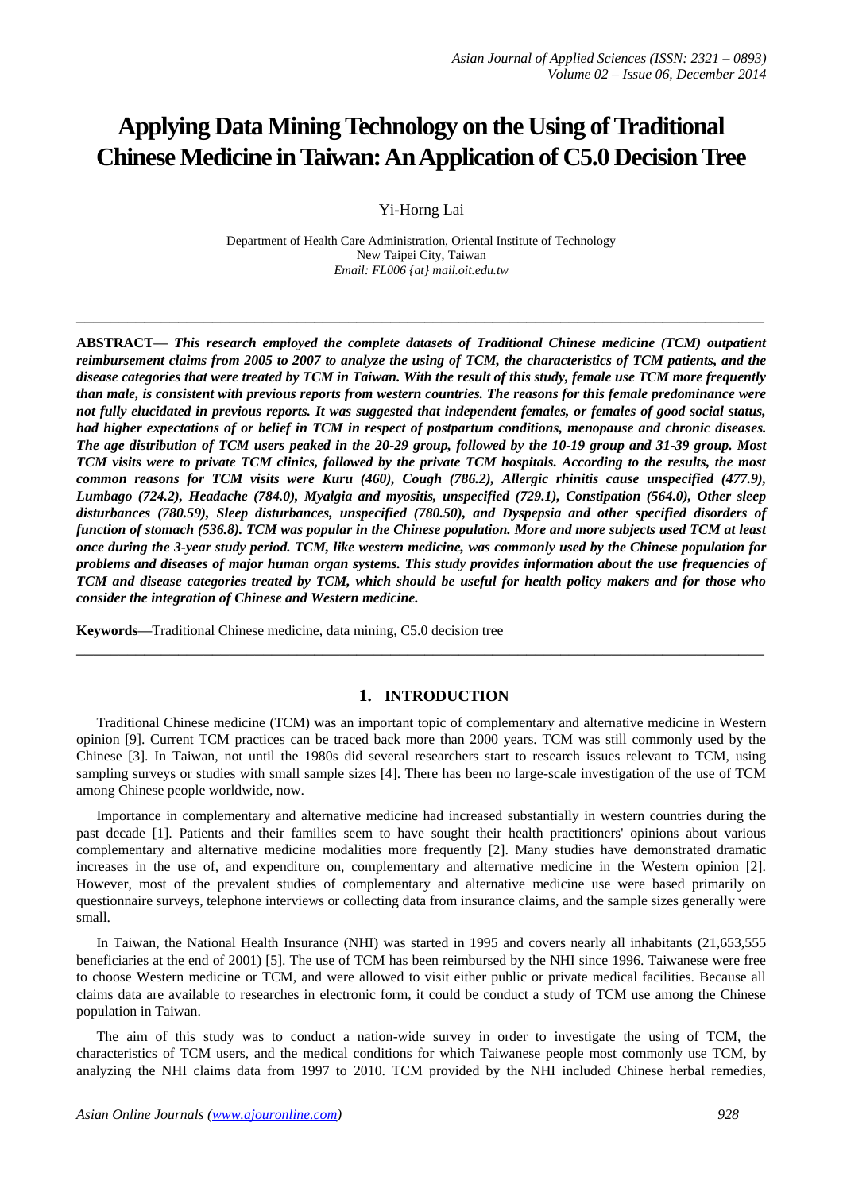# Applying Data Mining Technology on the Using of Traditional Chinese Medicine in Taiwan: An Application of C5.0 Decision Tree

Yi-Horng Lai

Department of Health Care Administration, Oriental Institute of Technology
New Taipei City, Taiwan
*Email: FL006 {at} mail.oit.edu.tw*

---

**ABSTRACT—** ***This research employed the complete datasets of Traditional Chinese medicine (TCM) outpatient reimbursement claims from 2005 to 2007 to analyze the using of TCM, the characteristics of TCM patients, and the disease categories that were treated by TCM in Taiwan. With the result of this study, female use TCM more frequently than male, is consistent with previous reports from western countries. The reasons for this female predominance were not fully elucidated in previous reports. It was suggested that independent females, or females of good social status, had higher expectations of or belief in TCM in respect of postpartum conditions, menopause and chronic diseases. The age distribution of TCM users peaked in the 20-29 group, followed by the 10-19 group and 31-39 group. Most TCM visits were to private TCM clinics, followed by the private TCM hospitals. According to the results, the most common reasons for TCM visits were Kuru (460), Cough (786.2), Allergic rhinitis cause unspecified (477.9), Lumbago (724.2), Headache (784.0), Myalgia and myositis, unspecified (729.1), Constipation (564.0), Other sleep disturbances (780.59), Sleep disturbances, unspecified (780.50), and Dyspepsia and other specified disorders of function of stomach (536.8). TCM was popular in the Chinese population. More and more subjects used TCM at least once during the 3-year study period. TCM, like western medicine, was commonly used by the Chinese population for problems and diseases of major human organ systems. This study provides information about the use frequencies of TCM and disease categories treated by TCM, which should be useful for health policy makers and for those who consider the integration of Chinese and Western medicine.***

**Keywords—**Traditional Chinese medicine, data mining, C5.0 decision tree

---

## 1. INTRODUCTION

Traditional Chinese medicine (TCM) was an important topic of complementary and alternative medicine in Western opinion [9]. Current TCM practices can be traced back more than 2000 years. TCM was still commonly used by the Chinese [3]. In Taiwan, not until the 1980s did several researchers start to research issues relevant to TCM, using sampling surveys or studies with small sample sizes [4]. There has been no large-scale investigation of the use of TCM among Chinese people worldwide, now.

Importance in complementary and alternative medicine had increased substantially in western countries during the past decade [1]. Patients and their families seem to have sought their health practitioners' opinions about various complementary and alternative medicine modalities more frequently [2]. Many studies have demonstrated dramatic increases in the use of, and expenditure on, complementary and alternative medicine in the Western opinion [2]. However, most of the prevalent studies of complementary and alternative medicine use were based primarily on questionnaire surveys, telephone interviews or collecting data from insurance claims, and the sample sizes generally were small.

In Taiwan, the National Health Insurance (NHI) was started in 1995 and covers nearly all inhabitants (21,653,555 beneficiaries at the end of 2001) [5]. The use of TCM has been reimbursed by the NHI since 1996. Taiwanese were free to choose Western medicine or TCM, and were allowed to visit either public or private medical facilities. Because all claims data are available to researches in electronic form, it could be conduct a study of TCM use among the Chinese population in Taiwan.

The aim of this study was to conduct a nation-wide survey in order to investigate the using of TCM, the characteristics of TCM users, and the medical conditions for which Taiwanese people most commonly use TCM, by analyzing the NHI claims data from 1997 to 2010. TCM provided by the NHI included Chinese herbal remedies,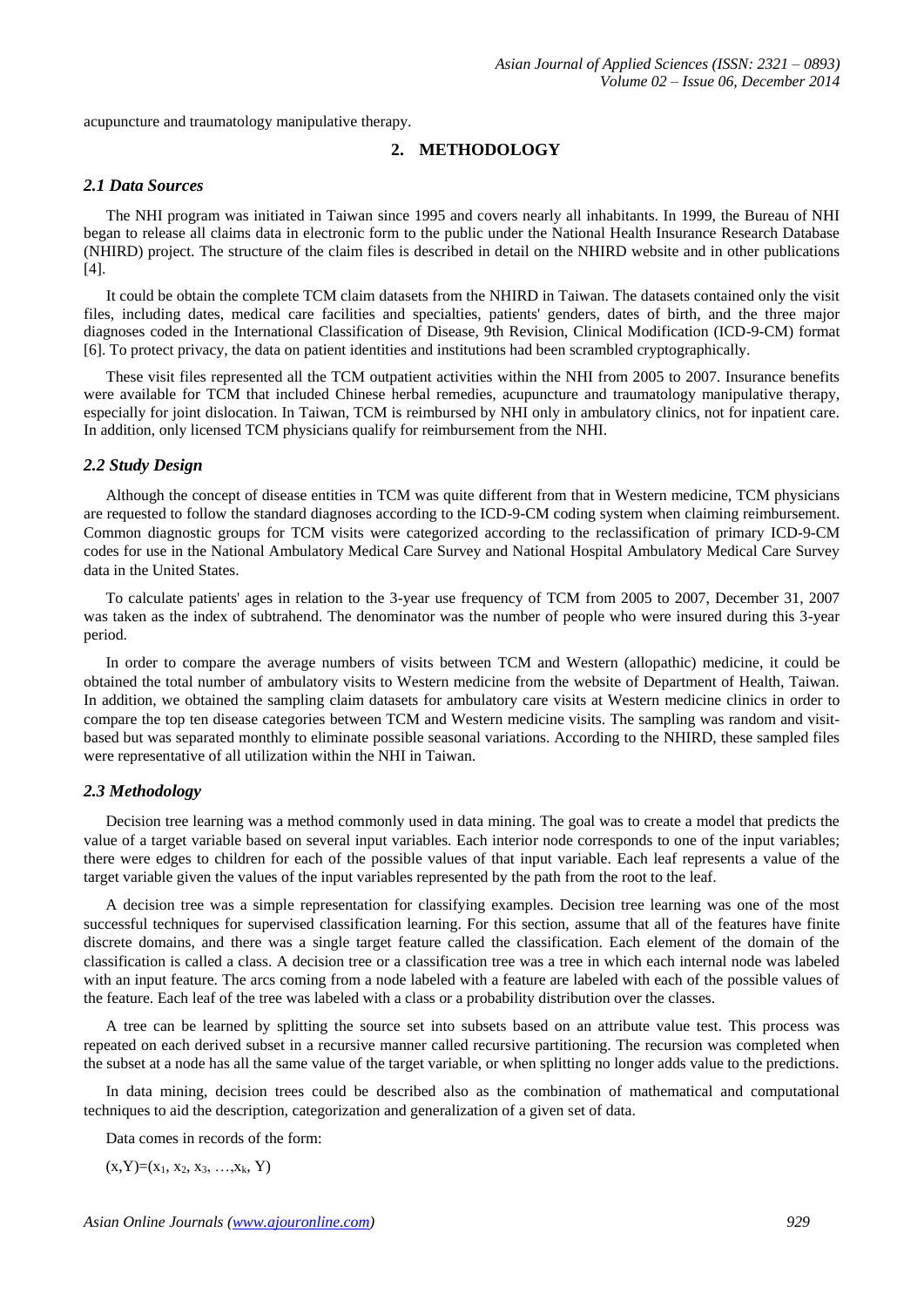acupuncture and traumatology manipulative therapy.

## 2. METHODOLOGY

### *2.1 Data Sources*

The NHI program was initiated in Taiwan since 1995 and covers nearly all inhabitants. In 1999, the Bureau of NHI began to release all claims data in electronic form to the public under the National Health Insurance Research Database (NHIRD) project. The structure of the claim files is described in detail on the NHIRD website and in other publications [4].

It could be obtain the complete TCM claim datasets from the NHIRD in Taiwan. The datasets contained only the visit files, including dates, medical care facilities and specialties, patients' genders, dates of birth, and the three major diagnoses coded in the International Classification of Disease, 9th Revision, Clinical Modification (ICD-9-CM) format [6]. To protect privacy, the data on patient identities and institutions had been scrambled cryptographically.

These visit files represented all the TCM outpatient activities within the NHI from 2005 to 2007. Insurance benefits were available for TCM that included Chinese herbal remedies, acupuncture and traumatology manipulative therapy, especially for joint dislocation. In Taiwan, TCM is reimbursed by NHI only in ambulatory clinics, not for inpatient care. In addition, only licensed TCM physicians qualify for reimbursement from the NHI.

### *2.2 Study Design*

Although the concept of disease entities in TCM was quite different from that in Western medicine, TCM physicians are requested to follow the standard diagnoses according to the ICD-9-CM coding system when claiming reimbursement. Common diagnostic groups for TCM visits were categorized according to the reclassification of primary ICD-9-CM codes for use in the National Ambulatory Medical Care Survey and National Hospital Ambulatory Medical Care Survey data in the United States.

To calculate patients' ages in relation to the 3-year use frequency of TCM from 2005 to 2007, December 31, 2007 was taken as the index of subtrahend. The denominator was the number of people who were insured during this 3-year period.

In order to compare the average numbers of visits between TCM and Western (allopathic) medicine, it could be obtained the total number of ambulatory visits to Western medicine from the website of Department of Health, Taiwan. In addition, we obtained the sampling claim datasets for ambulatory care visits at Western medicine clinics in order to compare the top ten disease categories between TCM and Western medicine visits. The sampling was random and visit-based but was separated monthly to eliminate possible seasonal variations. According to the NHIRD, these sampled files were representative of all utilization within the NHI in Taiwan.

### *2.3 Methodology*

Decision tree learning was a method commonly used in data mining. The goal was to create a model that predicts the value of a target variable based on several input variables. Each interior node corresponds to one of the input variables; there were edges to children for each of the possible values of that input variable. Each leaf represents a value of the target variable given the values of the input variables represented by the path from the root to the leaf.

A decision tree was a simple representation for classifying examples. Decision tree learning was one of the most successful techniques for supervised classification learning. For this section, assume that all of the features have finite discrete domains, and there was a single target feature called the classification. Each element of the domain of the classification is called a class. A decision tree or a classification tree was a tree in which each internal node was labeled with an input feature. The arcs coming from a node labeled with a feature are labeled with each of the possible values of the feature. Each leaf of the tree was labeled with a class or a probability distribution over the classes.

A tree can be learned by splitting the source set into subsets based on an attribute value test. This process was repeated on each derived subset in a recursive manner called recursive partitioning. The recursion was completed when the subset at a node has all the same value of the target variable, or when splitting no longer adds value to the predictions.

In data mining, decision trees could be described also as the combination of mathematical and computational techniques to aid the description, categorization and generalization of a given set of data.

Data comes in records of the form:

$(x,Y)=(x_1, x_2, x_3, \ldots,x_k, Y)$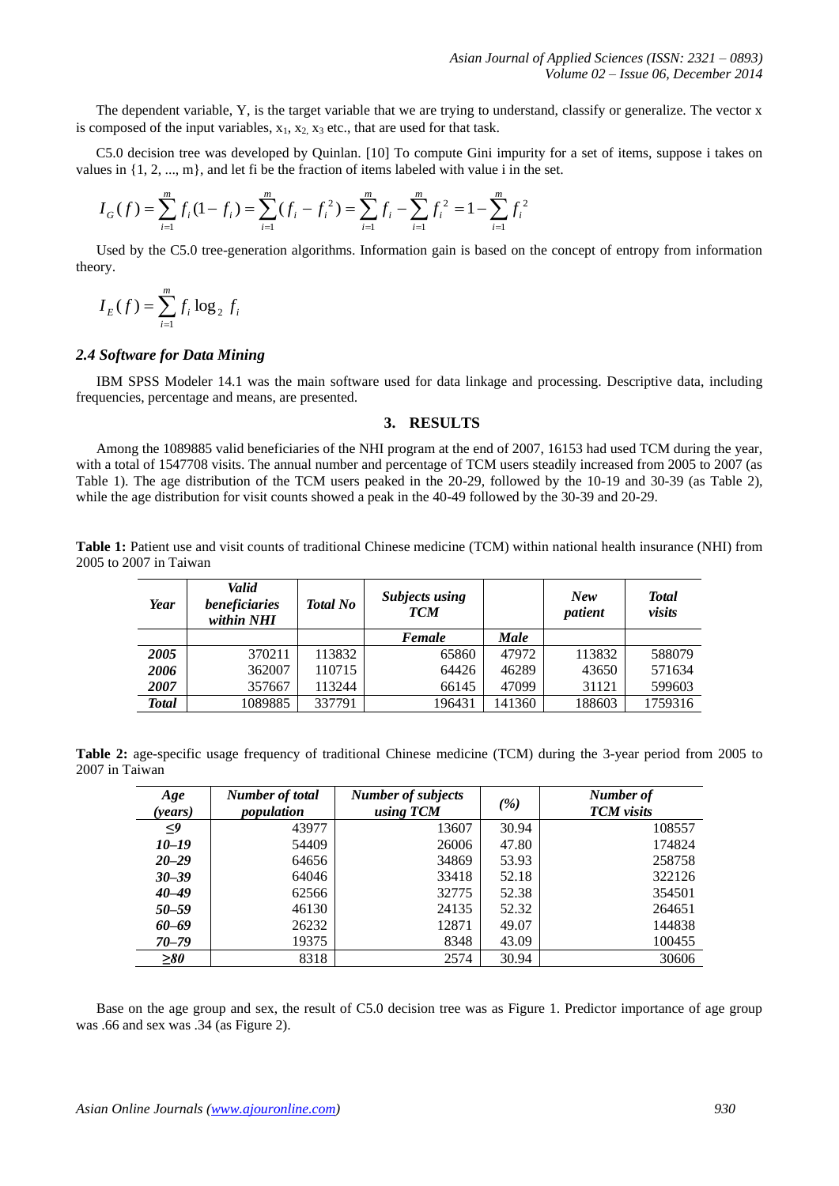The dependent variable, Y, is the target variable that we are trying to understand, classify or generalize. The vector x is composed of the input variables, $x_1$, $x_2$, $x_3$ etc., that are used for that task.

C5.0 decision tree was developed by Quinlan. [10] To compute Gini impurity for a set of items, suppose i takes on values in {1, 2, ..., m}, and let fi be the fraction of items labeled with value i in the set.

$$I_G(f) = \sum_{i=1}^{m} f_i(1-f_i) = \sum_{i=1}^{m}(f_i - f_i^2) = \sum_{i=1}^{m} f_i - \sum_{i=1}^{m} f_i^2 = 1 - \sum_{i=1}^{m} f_i^2$$

Used by the C5.0 tree-generation algorithms. Information gain is based on the concept of entropy from information theory.

$$I_E(f) = \sum_{i=1}^{m} f_i \log_2 f_i$$

### *2.4 Software for Data Mining*

IBM SPSS Modeler 14.1 was the main software used for data linkage and processing. Descriptive data, including frequencies, percentage and means, are presented.

## 3. RESULTS

Among the 1089885 valid beneficiaries of the NHI program at the end of 2007, 16153 had used TCM during the year, with a total of 1547708 visits. The annual number and percentage of TCM users steadily increased from 2005 to 2007 (as Table 1). The age distribution of the TCM users peaked in the 20-29, followed by the 10-19 and 30-39 (as Table 2), while the age distribution for visit counts showed a peak in the 40-49 followed by the 30-39 and 20-29.

**Table 1:** Patient use and visit counts of traditional Chinese medicine (TCM) within national health insurance (NHI) from 2005 to 2007 in Taiwan

| *Year* | *Valid beneficiaries within NHI* | *Total No* | *Subjects using TCM* | | *New patient* | *Total visits* |
|---|---|---|---|---|---|---|
| | | | *Female* | *Male* | | |
| ***2005*** | 370211 | 113832 | 65860 | 47972 | 113832 | 588079 |
| ***2006*** | 362007 | 110715 | 64426 | 46289 | 43650 | 571634 |
| ***2007*** | 357667 | 113244 | 66145 | 47099 | 31121 | 599603 |
| ***Total*** | 1089885 | 337791 | 196431 | 141360 | 188603 | 1759316 |

**Table 2:** age-specific usage frequency of traditional Chinese medicine (TCM) during the 3-year period from 2005 to 2007 in Taiwan

| *Age (years)* | *Number of total population* | *Number of subjects using TCM* | *(%)* | *Number of TCM visits* |
|---|---|---|---|---|
| ***≤9*** | 43977 | 13607 | 30.94 | 108557 |
| ***10–19*** | 54409 | 26006 | 47.80 | 174824 |
| ***20–29*** | 64656 | 34869 | 53.93 | 258758 |
| ***30–39*** | 64046 | 33418 | 52.18 | 322126 |
| ***40–49*** | 62566 | 32775 | 52.38 | 354501 |
| ***50–59*** | 46130 | 24135 | 52.32 | 264651 |
| ***60–69*** | 26232 | 12871 | 49.07 | 144838 |
| ***70–79*** | 19375 | 8348 | 43.09 | 100455 |
| ***≥80*** | 8318 | 2574 | 30.94 | 30606 |

Base on the age group and sex, the result of C5.0 decision tree was as Figure 1. Predictor importance of age group was .66 and sex was .34 (as Figure 2).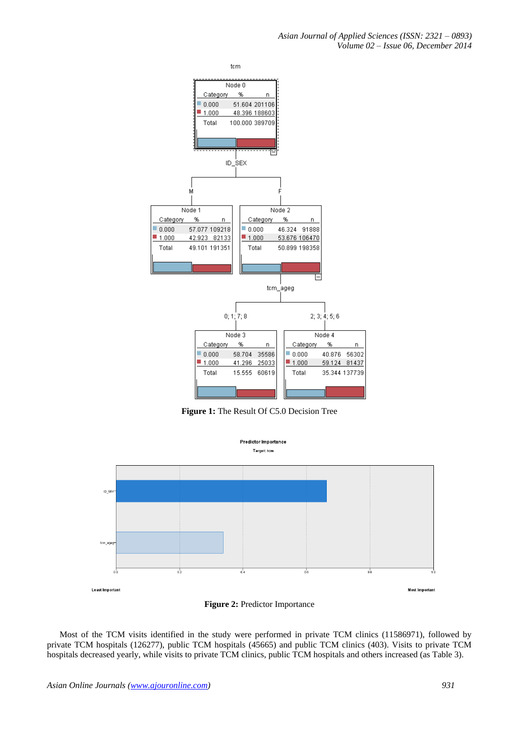**Figure 1:** The Result Of C5.0 Decision Tree

**Figure 2:** Predictor Importance

Most of the TCM visits identified in the study were performed in private TCM clinics (11586971), followed by private TCM hospitals (126277), public TCM hospitals (45665) and public TCM clinics (403). Visits to private TCM hospitals decreased yearly, while visits to private TCM clinics, public TCM hospitals and others increased (as Table 3).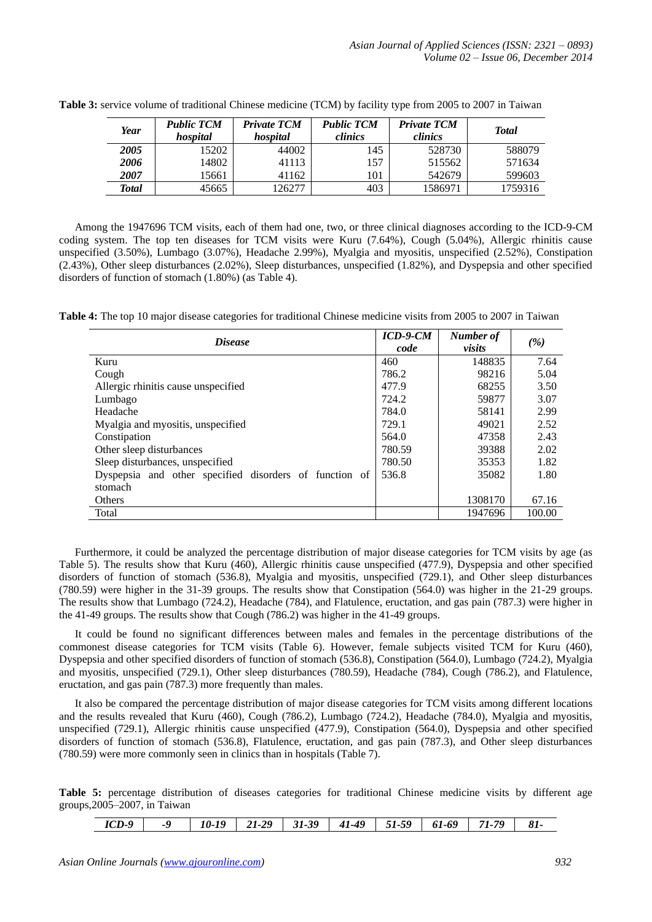**Table 3:** service volume of traditional Chinese medicine (TCM) by facility type from 2005 to 2007 in Taiwan

| *Year* | *Public TCM hospital* | *Private TCM hospital* | *Public TCM clinics* | *Private TCM clinics* | *Total* |
|---|---|---|---|---|---|
| ***2005*** | 15202 | 44002 | 145 | 528730 | 588079 |
| ***2006*** | 14802 | 41113 | 157 | 515562 | 571634 |
| ***2007*** | 15661 | 41162 | 101 | 542679 | 599603 |
| ***Total*** | 45665 | 126277 | 403 | 1586971 | 1759316 |

Among the 1947696 TCM visits, each of them had one, two, or three clinical diagnoses according to the ICD-9-CM coding system. The top ten diseases for TCM visits were Kuru (7.64%), Cough (5.04%), Allergic rhinitis cause unspecified (3.50%), Lumbago (3.07%), Headache 2.99%), Myalgia and myositis, unspecified (2.52%), Constipation (2.43%), Other sleep disturbances (2.02%), Sleep disturbances, unspecified (1.82%), and Dyspepsia and other specified disorders of function of stomach (1.80%) (as Table 4).

**Table 4:** The top 10 major disease categories for traditional Chinese medicine visits from 2005 to 2007 in Taiwan

| *Disease* | *ICD-9-CM code* | *Number of visits* | *(%)* |
|---|---|---|---|
| Kuru | 460 | 148835 | 7.64 |
| Cough | 786.2 | 98216 | 5.04 |
| Allergic rhinitis cause unspecified | 477.9 | 68255 | 3.50 |
| Lumbago | 724.2 | 59877 | 3.07 |
| Headache | 784.0 | 58141 | 2.99 |
| Myalgia and myositis, unspecified | 729.1 | 49021 | 2.52 |
| Constipation | 564.0 | 47358 | 2.43 |
| Other sleep disturbances | 780.59 | 39388 | 2.02 |
| Sleep disturbances, unspecified | 780.50 | 35353 | 1.82 |
| Dyspepsia and other specified disorders of function of stomach | 536.8 | 35082 | 1.80 |
| Others | | 1308170 | 67.16 |
| Total | | 1947696 | 100.00 |

Furthermore, it could be analyzed the percentage distribution of major disease categories for TCM visits by age (as Table 5). The results show that Kuru (460), Allergic rhinitis cause unspecified (477.9), Dyspepsia and other specified disorders of function of stomach (536.8), Myalgia and myositis, unspecified (729.1), and Other sleep disturbances (780.59) were higher in the 31-39 groups. The results show that Constipation (564.0) was higher in the 21-29 groups. The results show that Lumbago (724.2), Headache (784), and Flatulence, eructation, and gas pain (787.3) were higher in the 41-49 groups. The results show that Cough (786.2) was higher in the 41-49 groups.

It could be found no significant differences between males and females in the percentage distributions of the commonest disease categories for TCM visits (Table 6). However, female subjects visited TCM for Kuru (460), Dyspepsia and other specified disorders of function of stomach (536.8), Constipation (564.0), Lumbago (724.2), Myalgia and myositis, unspecified (729.1), Other sleep disturbances (780.59), Headache (784), Cough (786.2), and Flatulence, eructation, and gas pain (787.3) more frequently than males.

It also be compared the percentage distribution of major disease categories for TCM visits among different locations and the results revealed that Kuru (460), Cough (786.2), Lumbago (724.2), Headache (784.0), Myalgia and myositis, unspecified (729.1), Allergic rhinitis cause unspecified (477.9), Constipation (564.0), Dyspepsia and other specified disorders of function of stomach (536.8), Flatulence, eructation, and gas pain (787.3), and Other sleep disturbances (780.59) were more commonly seen in clinics than in hospitals (Table 7).

**Table 5:** percentage distribution of diseases categories for traditional Chinese medicine visits by different age groups,2005–2007, in Taiwan

| *ICD-9* | *-9* | *10-19* | *21-29* | *31-39* | *41-49* | *51-59* | *61-69* | *71-79* | *81-* |
|---|---|---|---|---|---|---|---|---|---|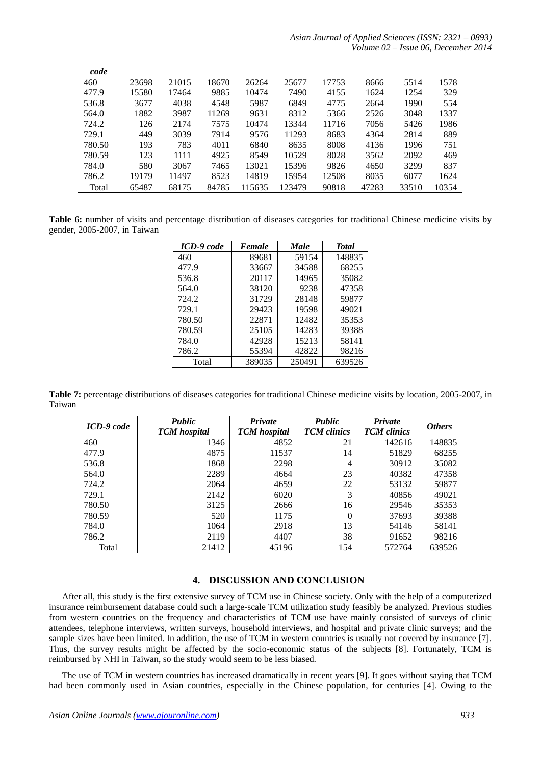| code | | | | | | | | | |
|---|---|---|---|---|---|---|---|---|---|
| 460 | 23698 | 21015 | 18670 | 26264 | 25677 | 17753 | 8666 | 5514 | 1578 |
| 477.9 | 15580 | 17464 | 9885 | 10474 | 7490 | 4155 | 1624 | 1254 | 329 |
| 536.8 | 3677 | 4038 | 4548 | 5987 | 6849 | 4775 | 2664 | 1990 | 554 |
| 564.0 | 1882 | 3987 | 11269 | 9631 | 8312 | 5366 | 2526 | 3048 | 1337 |
| 724.2 | 126 | 2174 | 7575 | 10474 | 13344 | 11716 | 7056 | 5426 | 1986 |
| 729.1 | 449 | 3039 | 7914 | 9576 | 11293 | 8683 | 4364 | 2814 | 889 |
| 780.50 | 193 | 783 | 4011 | 6840 | 8635 | 8008 | 4136 | 1996 | 751 |
| 780.59 | 123 | 1111 | 4925 | 8549 | 10529 | 8028 | 3562 | 2092 | 469 |
| 784.0 | 580 | 3067 | 7465 | 13021 | 15396 | 9826 | 4650 | 3299 | 837 |
| 786.2 | 19179 | 11497 | 8523 | 14819 | 15954 | 12508 | 8035 | 6077 | 1624 |
| Total | 65487 | 68175 | 84785 | 115635 | 123479 | 90818 | 47283 | 33510 | 10354 |

**Table 6:** number of visits and percentage distribution of diseases categories for traditional Chinese medicine visits by gender, 2005-2007, in Taiwan

| *ICD-9 code* | *Female* | *Male* | *Total* |
|---|---|---|---|
| 460 | 89681 | 59154 | 148835 |
| 477.9 | 33667 | 34588 | 68255 |
| 536.8 | 20117 | 14965 | 35082 |
| 564.0 | 38120 | 9238 | 47358 |
| 724.2 | 31729 | 28148 | 59877 |
| 729.1 | 29423 | 19598 | 49021 |
| 780.50 | 22871 | 12482 | 35353 |
| 780.59 | 25105 | 14283 | 39388 |
| 784.0 | 42928 | 15213 | 58141 |
| 786.2 | 55394 | 42822 | 98216 |
| Total | 389035 | 250491 | 639526 |

**Table 7:** percentage distributions of diseases categories for traditional Chinese medicine visits by location, 2005-2007, in Taiwan

| *ICD-9 code* | *Public TCM hospital* | *Private TCM hospital* | *Public TCM clinics* | *Private TCM clinics* | *Others* |
|---|---|---|---|---|---|
| 460 | 1346 | 4852 | 21 | 142616 | 148835 |
| 477.9 | 4875 | 11537 | 14 | 51829 | 68255 |
| 536.8 | 1868 | 2298 | 4 | 30912 | 35082 |
| 564.0 | 2289 | 4664 | 23 | 40382 | 47358 |
| 724.2 | 2064 | 4659 | 22 | 53132 | 59877 |
| 729.1 | 2142 | 6020 | 3 | 40856 | 49021 |
| 780.50 | 3125 | 2666 | 16 | 29546 | 35353 |
| 780.59 | 520 | 1175 | 0 | 37693 | 39388 |
| 784.0 | 1064 | 2918 | 13 | 54146 | 58141 |
| 786.2 | 2119 | 4407 | 38 | 91652 | 98216 |
| Total | 21412 | 45196 | 154 | 572764 | 639526 |

## 4. DISCUSSION AND CONCLUSION

After all, this study is the first extensive survey of TCM use in Chinese society. Only with the help of a computerized insurance reimbursement database could such a large-scale TCM utilization study feasibly be analyzed. Previous studies from western countries on the frequency and characteristics of TCM use have mainly consisted of surveys of clinic attendees, telephone interviews, written surveys, household interviews, and hospital and private clinic surveys; and the sample sizes have been limited. In addition, the use of TCM in western countries is usually not covered by insurance [7]. Thus, the survey results might be affected by the socio-economic status of the subjects [8]. Fortunately, TCM is reimbursed by NHI in Taiwan, so the study would seem to be less biased.

The use of TCM in western countries has increased dramatically in recent years [9]. It goes without saying that TCM had been commonly used in Asian countries, especially in the Chinese population, for centuries [4]. Owing to the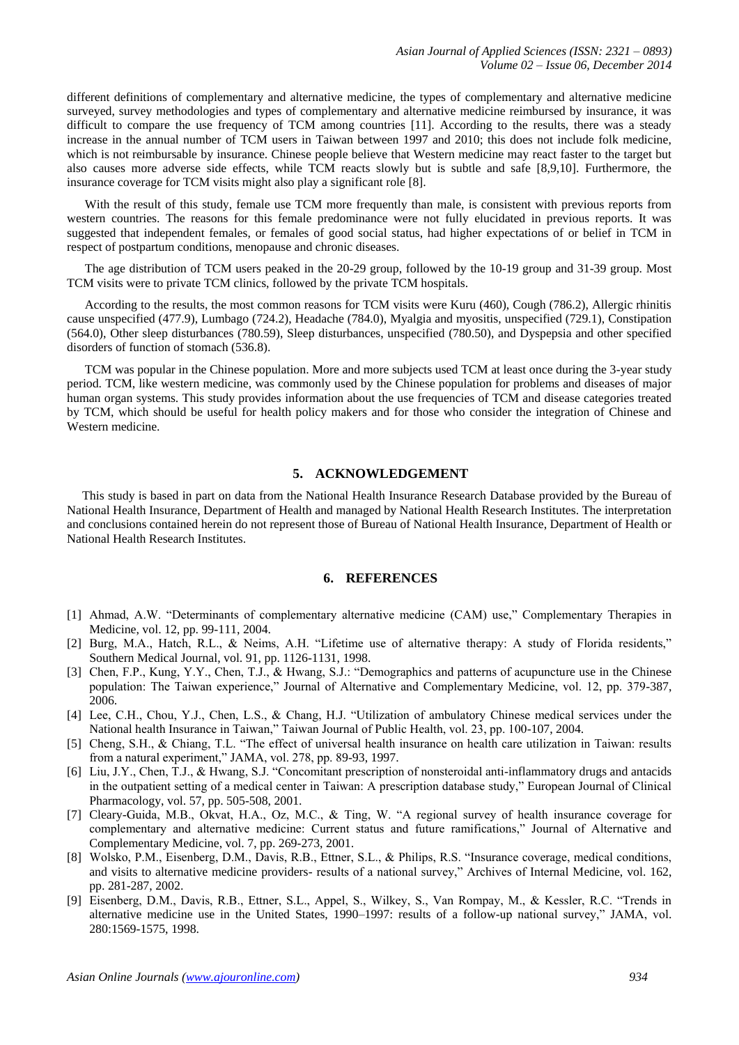different definitions of complementary and alternative medicine, the types of complementary and alternative medicine surveyed, survey methodologies and types of complementary and alternative medicine reimbursed by insurance, it was difficult to compare the use frequency of TCM among countries [11]. According to the results, there was a steady increase in the annual number of TCM users in Taiwan between 1997 and 2010; this does not include folk medicine, which is not reimbursable by insurance. Chinese people believe that Western medicine may react faster to the target but also causes more adverse side effects, while TCM reacts slowly but is subtle and safe [8,9,10]. Furthermore, the insurance coverage for TCM visits might also play a significant role [8].

With the result of this study, female use TCM more frequently than male, is consistent with previous reports from western countries. The reasons for this female predominance were not fully elucidated in previous reports. It was suggested that independent females, or females of good social status, had higher expectations of or belief in TCM in respect of postpartum conditions, menopause and chronic diseases.

The age distribution of TCM users peaked in the 20-29 group, followed by the 10-19 group and 31-39 group. Most TCM visits were to private TCM clinics, followed by the private TCM hospitals.

According to the results, the most common reasons for TCM visits were Kuru (460), Cough (786.2), Allergic rhinitis cause unspecified (477.9), Lumbago (724.2), Headache (784.0), Myalgia and myositis, unspecified (729.1), Constipation (564.0), Other sleep disturbances (780.59), Sleep disturbances, unspecified (780.50), and Dyspepsia and other specified disorders of function of stomach (536.8).

TCM was popular in the Chinese population. More and more subjects used TCM at least once during the 3-year study period. TCM, like western medicine, was commonly used by the Chinese population for problems and diseases of major human organ systems. This study provides information about the use frequencies of TCM and disease categories treated by TCM, which should be useful for health policy makers and for those who consider the integration of Chinese and Western medicine.

## 5. ACKNOWLEDGEMENT

This study is based in part on data from the National Health Insurance Research Database provided by the Bureau of National Health Insurance, Department of Health and managed by National Health Research Institutes. The interpretation and conclusions contained herein do not represent those of Bureau of National Health Insurance, Department of Health or National Health Research Institutes.

## 6. REFERENCES

[1] Ahmad, A.W. "Determinants of complementary alternative medicine (CAM) use," Complementary Therapies in Medicine, vol. 12, pp. 99-111, 2004.

[2] Burg, M.A., Hatch, R.L., & Neims, A.H. "Lifetime use of alternative therapy: A study of Florida residents," Southern Medical Journal, vol. 91, pp. 1126-1131, 1998.

[3] Chen, F.P., Kung, Y.Y., Chen, T.J., & Hwang, S.J.: "Demographics and patterns of acupuncture use in the Chinese population: The Taiwan experience," Journal of Alternative and Complementary Medicine, vol. 12, pp. 379-387, 2006.

[4] Lee, C.H., Chou, Y.J., Chen, L.S., & Chang, H.J. "Utilization of ambulatory Chinese medical services under the National health Insurance in Taiwan," Taiwan Journal of Public Health, vol. 23, pp. 100-107, 2004.

[5] Cheng, S.H., & Chiang, T.L. "The effect of universal health insurance on health care utilization in Taiwan: results from a natural experiment," JAMA, vol. 278, pp. 89-93, 1997.

[6] Liu, J.Y., Chen, T.J., & Hwang, S.J. "Concomitant prescription of nonsteroidal anti-inflammatory drugs and antacids in the outpatient setting of a medical center in Taiwan: A prescription database study," European Journal of Clinical Pharmacology, vol. 57, pp. 505-508, 2001.

[7] Cleary-Guida, M.B., Okvat, H.A., Oz, M.C., & Ting, W. "A regional survey of health insurance coverage for complementary and alternative medicine: Current status and future ramifications," Journal of Alternative and Complementary Medicine, vol. 7, pp. 269-273, 2001.

[8] Wolsko, P.M., Eisenberg, D.M., Davis, R.B., Ettner, S.L., & Philips, R.S. "Insurance coverage, medical conditions, and visits to alternative medicine providers- results of a national survey," Archives of Internal Medicine, vol. 162, pp. 281-287, 2002.

[9] Eisenberg, D.M., Davis, R.B., Ettner, S.L., Appel, S., Wilkey, S., Van Rompay, M., & Kessler, R.C. "Trends in alternative medicine use in the United States, 1990–1997: results of a follow-up national survey," JAMA, vol. 280:1569-1575, 1998.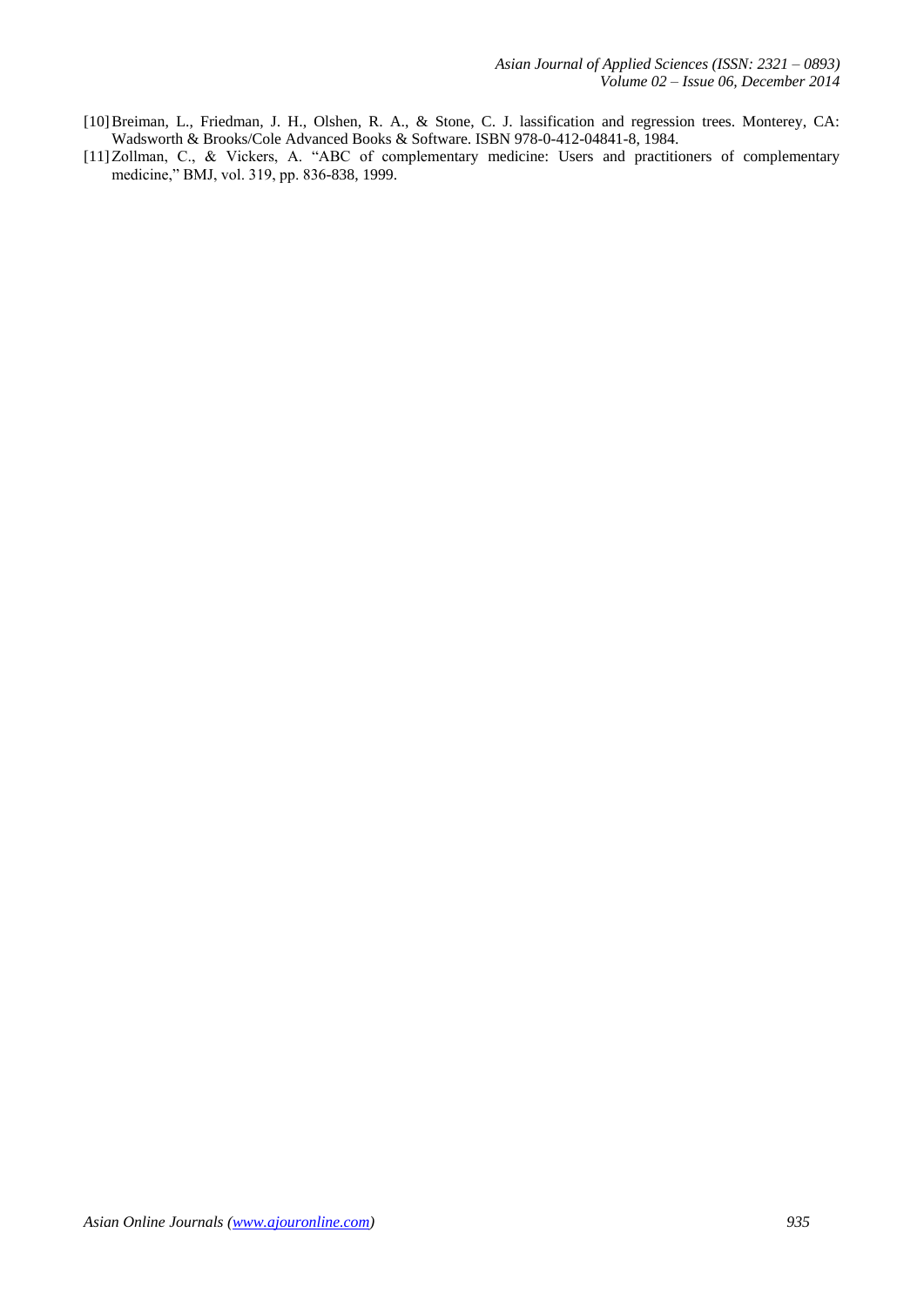[10] Breiman, L., Friedman, J. H., Olshen, R. A., & Stone, C. J. lassification and regression trees. Monterey, CA: Wadsworth & Brooks/Cole Advanced Books & Software. ISBN 978-0-412-04841-8, 1984.

[11] Zollman, C., & Vickers, A. "ABC of complementary medicine: Users and practitioners of complementary medicine," BMJ, vol. 319, pp. 836-838, 1999.